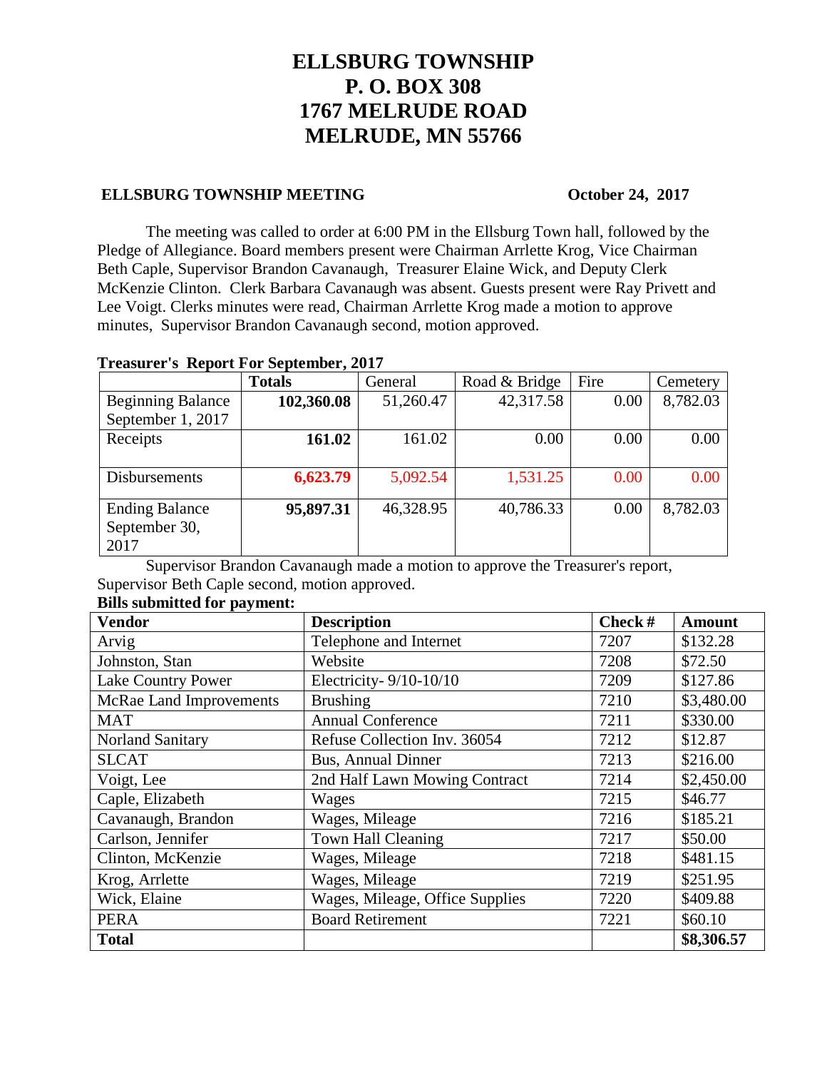# ELLSBURG TOWNSHIP
# P. O. BOX 308
# 1767 MELRUDE ROAD
# MELRUDE, MN 55766

**ELLSBURG TOWNSHIP MEETING** **October 24, 2017**

The meeting was called to order at 6:00 PM in the Ellsburg Town hall, followed by the Pledge of Allegiance. Board members present were Chairman Arrlette Krog, Vice Chairman Beth Caple, Supervisor Brandon Cavanaugh, Treasurer Elaine Wick, and Deputy Clerk McKenzie Clinton. Clerk Barbara Cavanaugh was absent. Guests present were Ray Privett and Lee Voigt. Clerks minutes were read, Chairman Arrlette Krog made a motion to approve minutes, Supervisor Brandon Cavanaugh second, motion approved.

**Treasurer's Report For September, 2017**

| | **Totals** | General | Road & Bridge | Fire | Cemetery |
|---|---|---|---|---|---|
| Beginning Balance September 1, 2017 | **102,360.08** | 51,260.47 | 42,317.58 | 0.00 | 8,782.03 |
| Receipts | **161.02** | 161.02 | 0.00 | 0.00 | 0.00 |
| Disbursements | **6,623.79** | 5,092.54 | 1,531.25 | 0.00 | 0.00 |
| Ending Balance September 30, 2017 | **95,897.31** | 46,328.95 | 40,786.33 | 0.00 | 8,782.03 |

Supervisor Brandon Cavanaugh made a motion to approve the Treasurer's report, Supervisor Beth Caple second, motion approved.

**Bills submitted for payment:**

| **Vendor** | **Description** | **Check #** | **Amount** |
|---|---|---|---|
| Arvig | Telephone and Internet | 7207 | $132.28 |
| Johnston, Stan | Website | 7208 | $72.50 |
| Lake Country Power | Electricity- 9/10-10/10 | 7209 | $127.86 |
| McRae Land Improvements | Brushing | 7210 | $3,480.00 |
| MAT | Annual Conference | 7211 | $330.00 |
| Norland Sanitary | Refuse Collection Inv. 36054 | 7212 | $12.87 |
| SLCAT | Bus, Annual Dinner | 7213 | $216.00 |
| Voigt, Lee | 2nd Half Lawn Mowing Contract | 7214 | $2,450.00 |
| Caple, Elizabeth | Wages | 7215 | $46.77 |
| Cavanaugh, Brandon | Wages, Mileage | 7216 | $185.21 |
| Carlson, Jennifer | Town Hall Cleaning | 7217 | $50.00 |
| Clinton, McKenzie | Wages, Mileage | 7218 | $481.15 |
| Krog, Arrlette | Wages, Mileage | 7219 | $251.95 |
| Wick, Elaine | Wages, Mileage, Office Supplies | 7220 | $409.88 |
| PERA | Board Retirement | 7221 | $60.10 |
| **Total** | | | **$8,306.57** |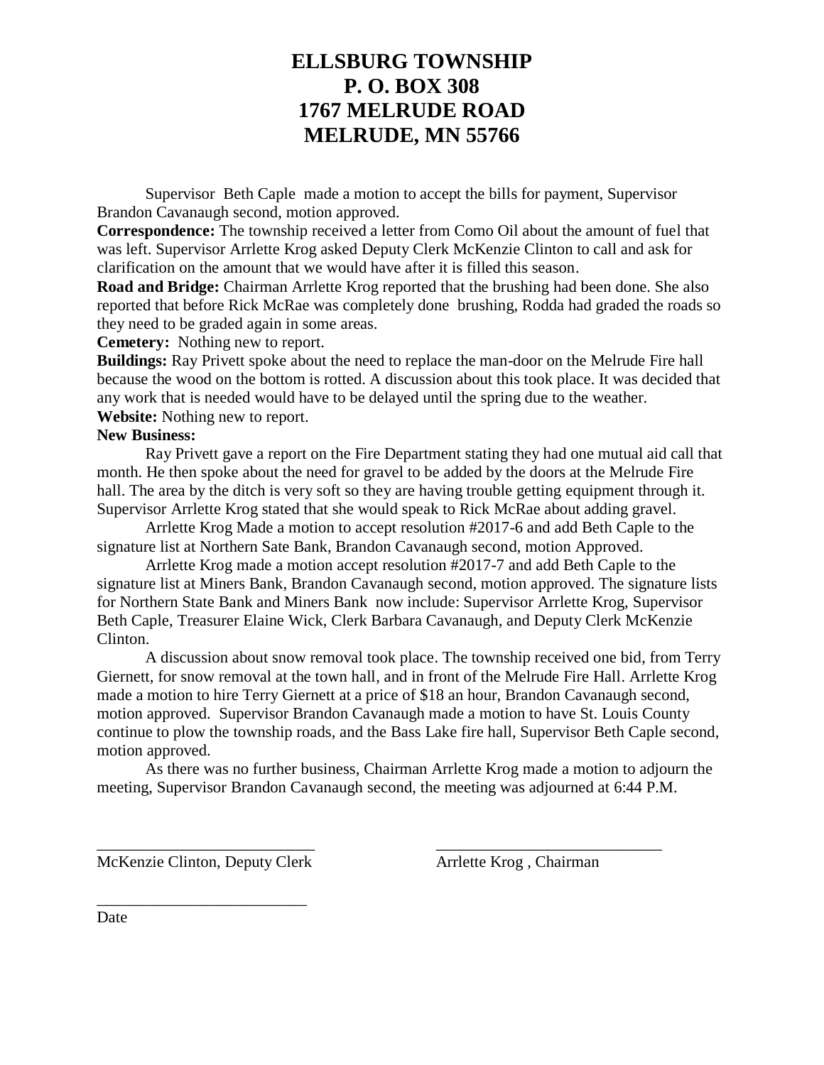# ELLSBURG TOWNSHIP
# P. O. BOX 308
# 1767 MELRUDE ROAD
# MELRUDE, MN 55766

Supervisor Beth Caple made a motion to accept the bills for payment, Supervisor Brandon Cavanaugh second, motion approved.

**Correspondence:** The township received a letter from Como Oil about the amount of fuel that was left. Supervisor Arrlette Krog asked Deputy Clerk McKenzie Clinton to call and ask for clarification on the amount that we would have after it is filled this season.

**Road and Bridge:** Chairman Arrlette Krog reported that the brushing had been done. She also reported that before Rick McRae was completely done brushing, Rodda had graded the roads so they need to be graded again in some areas.

**Cemetery:** Nothing new to report.

**Buildings:** Ray Privett spoke about the need to replace the man-door on the Melrude Fire hall because the wood on the bottom is rotted. A discussion about this took place. It was decided that any work that is needed would have to be delayed until the spring due to the weather.

**Website:** Nothing new to report.

**New Business:**

Ray Privett gave a report on the Fire Department stating they had one mutual aid call that month. He then spoke about the need for gravel to be added by the doors at the Melrude Fire hall. The area by the ditch is very soft so they are having trouble getting equipment through it. Supervisor Arrlette Krog stated that she would speak to Rick McRae about adding gravel.

Arrlette Krog Made a motion to accept resolution #2017-6 and add Beth Caple to the signature list at Northern Sate Bank, Brandon Cavanaugh second, motion Approved.

Arrlette Krog made a motion accept resolution #2017-7 and add Beth Caple to the signature list at Miners Bank, Brandon Cavanaugh second, motion approved. The signature lists for Northern State Bank and Miners Bank now include: Supervisor Arrlette Krog, Supervisor Beth Caple, Treasurer Elaine Wick, Clerk Barbara Cavanaugh, and Deputy Clerk McKenzie Clinton.

A discussion about snow removal took place. The township received one bid, from Terry Giernett, for snow removal at the town hall, and in front of the Melrude Fire Hall. Arrlette Krog made a motion to hire Terry Giernett at a price of $18 an hour, Brandon Cavanaugh second, motion approved. Supervisor Brandon Cavanaugh made a motion to have St. Louis County continue to plow the township roads, and the Bass Lake fire hall, Supervisor Beth Caple second, motion approved.

As there was no further business, Chairman Arrlette Krog made a motion to adjourn the meeting, Supervisor Brandon Cavanaugh second, the meeting was adjourned at 6:44 P.M.

___________________________ ___________________________

McKenzie Clinton, Deputy Clerk Arrlette Krog , Chairman

___________________________

Date